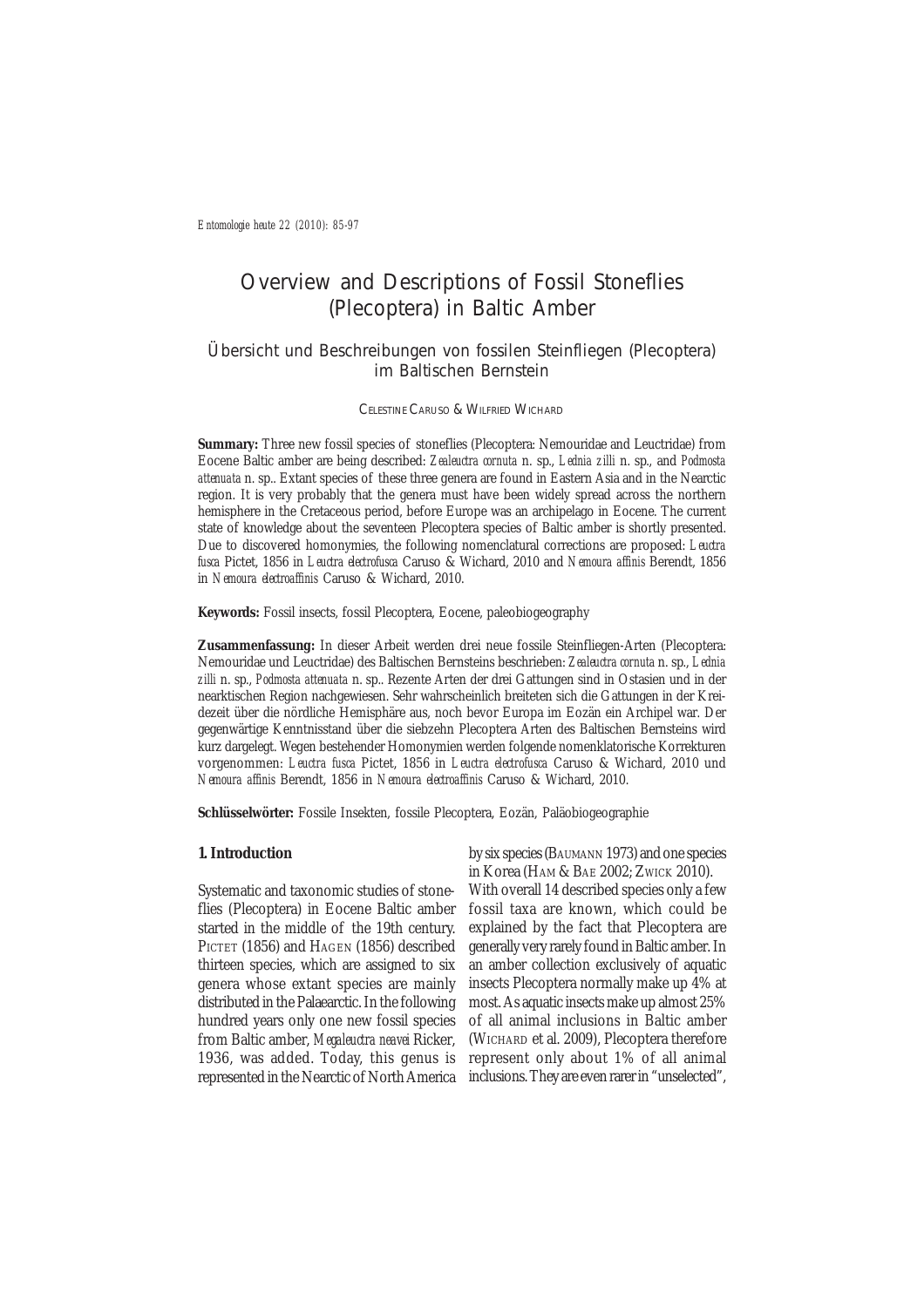# Overview and Descriptions of Fossil Stoneflies (Plecoptera) in Baltic Amber

## Übersicht und Beschreibungen von fossilen Steinfliegen (Plecoptera) im Baltischen Bernstein

Celestine Caruso & Wilfried Wichard

**Summary:** Three new fossil species of stoneflies (Plecoptera: Nemouridae and Leuctridae) from Eocene Baltic amber are being described: *Zealeuctra cornuta* n. sp., *Lednia zilli* n. sp., and *Podmosta attenuata* n. sp.. Extant species of these three genera are found in Eastern Asia and in the Nearctic region. It is very probably that the genera must have been widely spread across the northern hemisphere in the Cretaceous period, before Europe was an archipelago in Eocene. The current state of knowledge about the seventeen Plecoptera species of Baltic amber is shortly presented. Due to discovered homonymies, the following nomenclatural corrections are proposed: *Leuctra fusca* Pictet, 1856 in *Leuctra electrofusca* Caruso & Wichard, 2010 and *Nemoura affinis* Berendt, 1856 in *Nemoura electroaffinis* Caruso & Wichard, 2010.

**Keywords:** Fossil insects, fossil Plecoptera, Eocene, paleobiogeography

**Zusammenfassung:** In dieser Arbeit werden drei neue fossile Steinfliegen-Arten (Plecoptera: Nemouridae und Leuctridae) des Baltischen Bernsteins beschrieben: *Zealeuctra cornuta* n. sp., *Lednia zilli* n. sp., *Podmosta attenuata* n. sp.. Rezente Arten der drei Gattungen sind in Ostasien und in der nearktischen Region nachgewiesen. Sehr wahrscheinlich breiteten sich die Gattungen in der Kreidezeit über die nördliche Hemisphäre aus, noch bevor Europa im Eozän ein Archipel war. Der gegenwärtige Kenntnisstand über die siebzehn Plecoptera Arten des Baltischen Bernsteins wird kurz dargelegt. Wegen bestehender Homonymien werden folgende nomenklatorische Korrekturen vorgenommen: *Leuctra fusca* Pictet, 1856 in *Leuctra electrofusca* Caruso & Wichard, 2010 und *Nemoura affinis* Berendt, 1856 in *Nemoura electroaffinis* Caruso & Wichard, 2010.

**Schlüsselwörter:** Fossile Insekten, fossile Plecoptera, Eozän, Paläobiogeographie

## 1. Introduction

Systematic and taxonomic studies of stoneflies (Plecoptera) in Eocene Baltic amber started in the middle of the 19th century. Pictet (1856) and Hagen (1856) described thirteen species, which are assigned to six genera whose extant species are mainly distributed in the Palaearctic. In the following hundred years only one new fossil species from Baltic amber, *Megaleuctra neavei* Ricker, 1936, was added. Today, this genus is represented in the Nearctic of North America by six species (Baumann 1973) and one species in Korea (Ham & Bae 2002; Zwick 2010).

With overall 14 described species only a few fossil taxa are known, which could be explained by the fact that Plecoptera are generally very rarely found in Baltic amber. In an amber collection exclusively of aquatic insects Plecoptera normally make up 4% at most. As aquatic insects make up almost 25% of all animal inclusions in Baltic amber (Wichard et al. 2009), Plecoptera therefore represent only about 1% of all animal inclusions. They are even rarer in "unselected",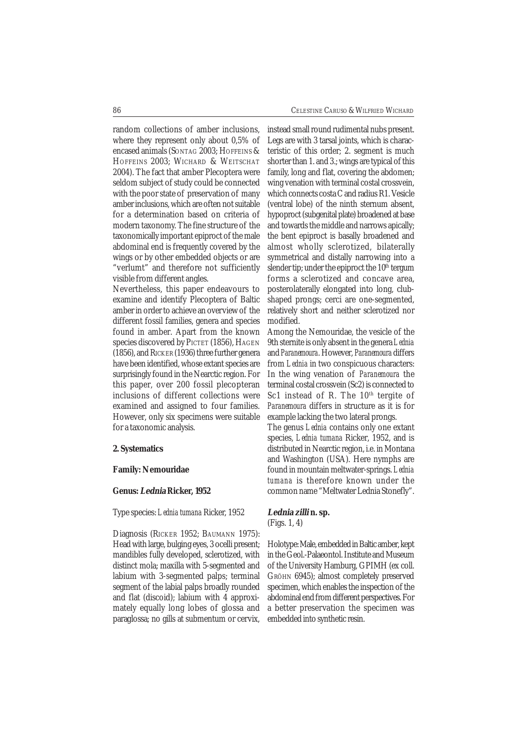random collections of amber inclusions, where they represent only about 0,5% of encased animals (SONTAG 2003; HOFFEINS & HOFFEINS 2003; WICHARD & WEITSCHAT 2004). The fact that amber Plecoptera were seldom subject of study could be connected with the poor state of preservation of many amber inclusions, which are often not suitable for a determination based on criteria of modern taxonomy. The fine structure of the taxonomically important epiproct of the male abdominal end is frequently covered by the wings or by other embedded objects or are "verlumt" and therefore not sufficiently visible from different angles.

Nevertheless, this paper endeavours to examine and identify Plecoptera of Baltic amber in order to achieve an overview of the different fossil families, genera and species found in amber. Apart from the known species discovered by PICTET (1856), HAGEN (1856), and RICKER (1936) three further genera have been identified, whose extant species are surprisingly found in the Nearctic region. For this paper, over 200 fossil plecopteran inclusions of different collections were examined and assigned to four families. However, only six specimens were suitable for a taxonomic analysis.

## 2. Systematics

### Family: Nemouridae

### Genus: *Lednia* Ricker, 1952

Type species: *Lednia tumana* Ricker, 1952

Diagnosis (RICKER 1952; BAUMANN 1975): Head with large, bulging eyes, 3 ocelli present; mandibles fully developed, sclerotized, with distinct mola; maxilla with 5-segmented and labium with 3-segmented palps; terminal segment of the labial palps broadly rounded and flat (discoid); labium with 4 approximately equally long lobes of glossa and paraglossa; no gills at submentum or cervix, instead small round rudimental nubs present. Legs are with 3 tarsal joints, which is characteristic of this order; 2. segment is much shorter than 1. and 3.; wings are typical of this family, long and flat, covering the abdomen; wing venation with terminal costal crossvein, which connects costa C and radius R1. Vesicle (ventral lobe) of the ninth sternum absent, hypoproct (subgenital plate) broadened at base and towards the middle and narrows apically; the bent epiproct is basally broadened and almost wholly sclerotized, bilaterally symmetrical and distally narrowing into a slender tip; under the epiproct the 10th tergum forms a sclerotized and concave area, posterolaterally elongated into long, club-shaped prongs; cerci are one-segmented, relatively short and neither sclerotized nor modified.

Among the Nemouridae, the vesicle of the 9th sternite is only absent in the genera *Lednia* and *Paranemoura*. However, *Paranemoura* differs from *Lednia* in two conspicuous characters: In the wing venation of *Paranemoura* the terminal costal crossvein (Sc2) is connected to Sc1 instead of R. The 10th tergite of *Paranemoura* differs in structure as it is for example lacking the two lateral prongs.

The genus *Lednia* contains only one extant species, *Lednia tumana* Ricker, 1952, and is distributed in Nearctic region, i.e. in Montana and Washington (USA). Here nymphs are found in mountain meltwater-springs. *Lednia tumana* is therefore known under the common name "Meltwater Lednia Stonefly".

### *Lednia zilli* n. sp.

(Figs. 1, 4)

Holotype: Male, embedded in Baltic amber, kept in the Geol.-Palaeontol. Institute and Museum of the University Hamburg, GPIMH (ex coll. GRÖHN 6945); almost completely preserved specimen, which enables the inspection of the abdominal end from different perspectives. For a better preservation the specimen was embedded into synthetic resin.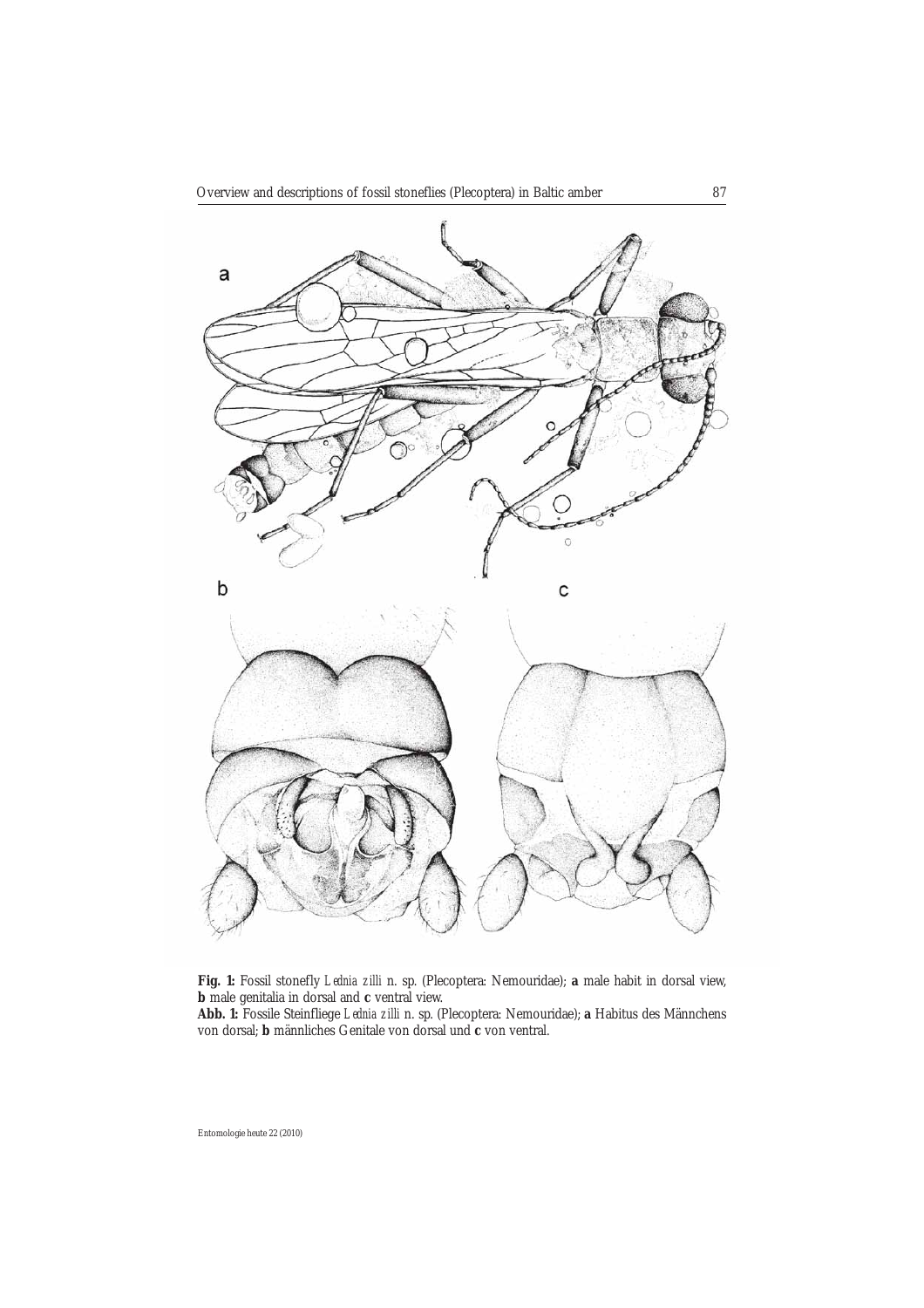a

b

c

**Fig. 1:** Fossil stonefly *Lednia zilli* n. sp. (Plecoptera: Nemouridae); **a** male habit in dorsal view, **b** male genitalia in dorsal and **c** ventral view.

**Abb. 1:** Fossile Steinfliege *Lednia zilli* n. sp. (Plecoptera: Nemouridae); **a** Habitus des Männchens von dorsal; **b** männliches Genitale von dorsal und **c** von ventral.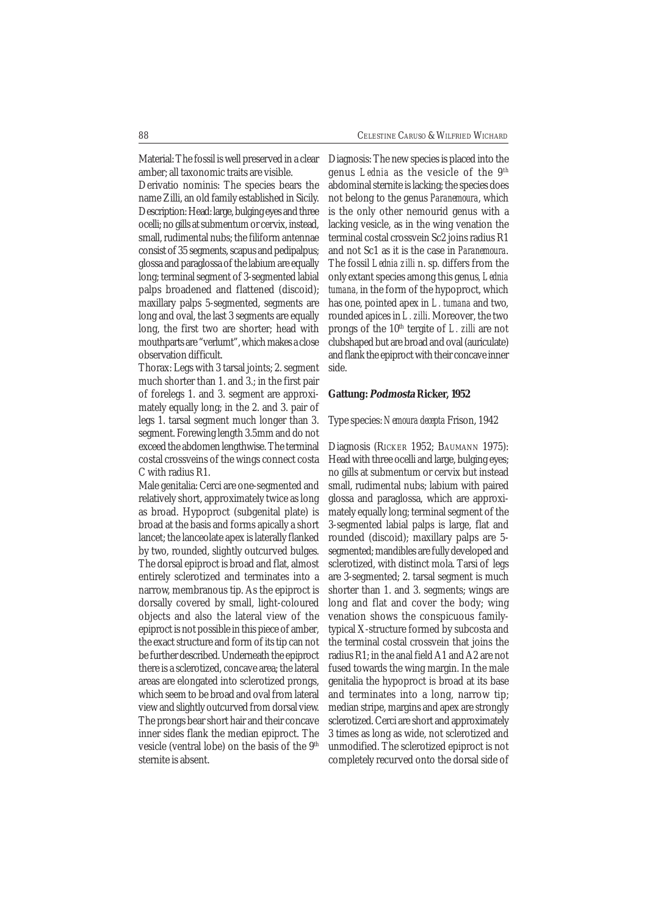Material: The fossil is well preserved in a clear amber; all taxonomic traits are visible.

Derivatio nominis: The species bears the name Zilli, an old family established in Sicily.

Description: Head: large, bulging eyes and three ocelli; no gills at submentum or cervix, instead, small, rudimental nubs; the filiform antennae consist of 35 segments, scapus and pedipalpus; glossa and paraglossa of the labium are equally long; terminal segment of 3-segmented labial palps broadened and flattened (discoid); maxillary palps 5-segmented, segments are long and oval, the last 3 segments are equally long, the first two are shorter; head with mouthparts are "verlumt", which makes a close observation difficult.

Thorax: Legs with 3 tarsal joints; 2. segment much shorter than 1. and 3.; in the first pair of forelegs 1. and 3. segment are approximately equally long; in the 2. and 3. pair of legs 1. tarsal segment much longer than 3. segment. Forewing length 3.5mm and do not exceed the abdomen lengthwise. The terminal costal crossveins of the wings connect costa C with radius R1.

Male genitalia: Cerci are one-segmented and relatively short, approximately twice as long as broad. Hypoproct (subgenital plate) is broad at the basis and forms apically a short lancet; the lanceolate apex is laterally flanked by two, rounded, slightly outcurved bulges. The dorsal epiproct is broad and flat, almost entirely sclerotized and terminates into a narrow, membranous tip. As the epiproct is dorsally covered by small, light-coloured objects and also the lateral view of the epiproct is not possible in this piece of amber, the exact structure and form of its tip can not be further described. Underneath the epiproct there is a sclerotized, concave area; the lateral areas are elongated into sclerotized prongs, which seem to be broad and oval from lateral view and slightly outcurved from dorsal view. The prongs bear short hair and their concave inner sides flank the median epiproct. The vesicle (ventral lobe) on the basis of the 9[th] sternite is absent.

Diagnosis: The new species is placed into the genus *Lednia* as the vesicle of the 9[th] abdominal sternite is lacking; the species does not belong to the genus *Paranemoura*, which is the only other nemourid genus with a lacking vesicle, as in the wing venation the terminal costal crossvein Sc2 joins radius R1 and not Sc1 as it is the case in *Paranemoura*. The fossil *Lednia zilli* n. sp. differs from the only extant species among this genus, *Lednia tumana*, in the form of the hypoproct, which has one, pointed apex in *L. tumana* and two, rounded apices in *L. zilli*. Moreover, the two prongs of the 10[th] tergite of *L. zilli* are not clubshaped but are broad and oval (auriculate) and flank the epiproct with their concave inner side.

**Gattung: *Podmosta* Ricker, 1952**

Type species: *Nemoura decepta* Frison, 1942

Diagnosis (Ricker 1952; Baumann 1975): Head with three ocelli and large, bulging eyes; no gills at submentum or cervix but instead small, rudimental nubs; labium with paired glossa and paraglossa, which are approximately equally long; terminal segment of the 3-segmented labial palps is large, flat and rounded (discoid); maxillary palps are 5-segmented; mandibles are fully developed and sclerotized, with distinct mola. Tarsi of legs are 3-segmented; 2. tarsal segment is much shorter than 1. and 3. segments; wings are long and flat and cover the body; wing venation shows the conspicuous family-typical X-structure formed by subcosta and the terminal costal crossvein that joins the radius R1; in the anal field A1 and A2 are not fused towards the wing margin. In the male genitalia the hypoproct is broad at its base and terminates into a long, narrow tip; median stripe, margins and apex are strongly sclerotized. Cerci are short and approximately 3 times as long as wide, not sclerotized and unmodified. The sclerotized epiproct is not completely recurved onto the dorsal side of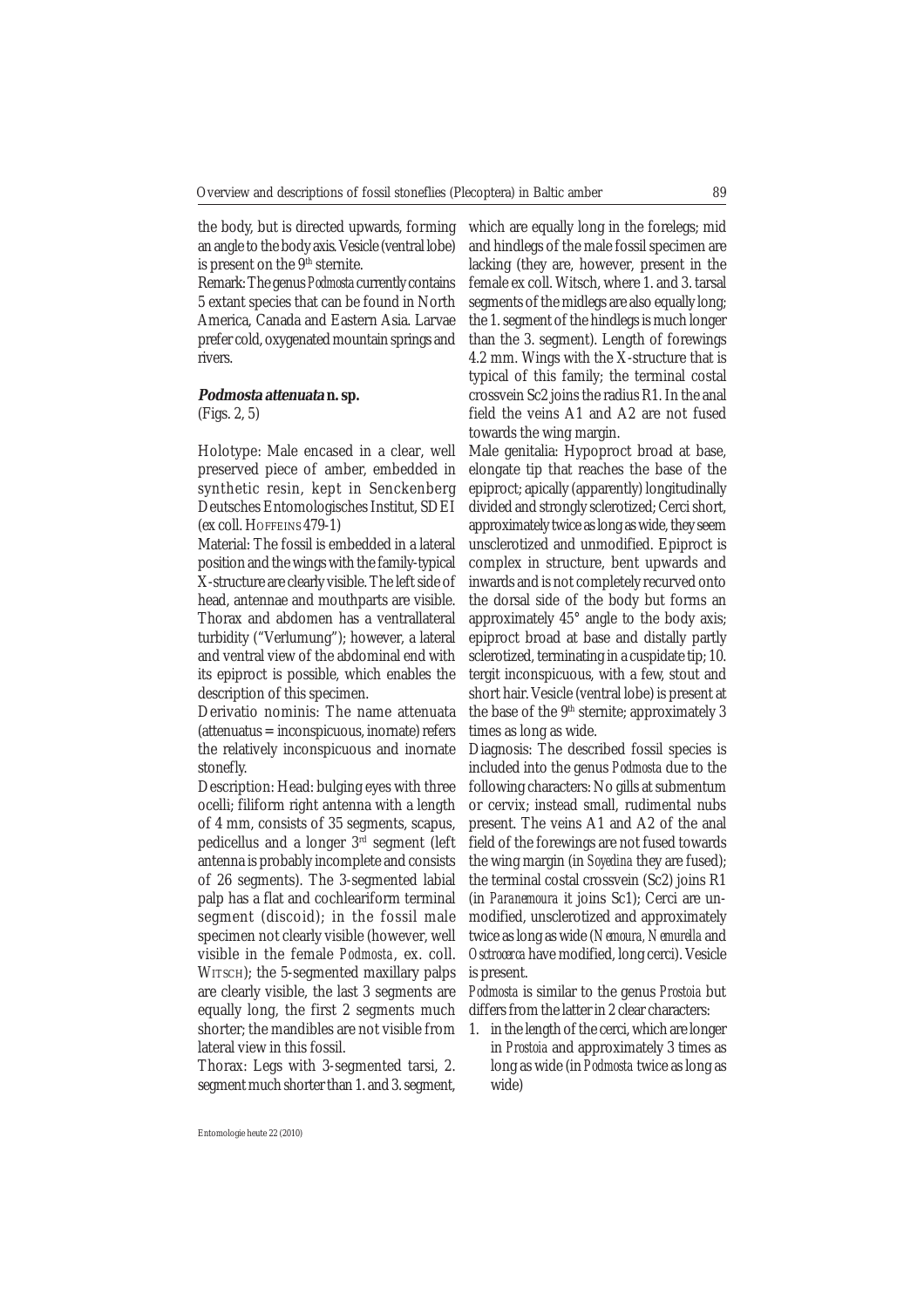the body, but is directed upwards, forming an angle to the body axis. Vesicle (ventral lobe) is present on the 9th sternite.

Remark: The genus *Podmosta* currently contains 5 extant species that can be found in North America, Canada and Eastern Asia. Larvae prefer cold, oxygenated mountain springs and rivers.

### *Podmosta attenuata* n. sp.

(Figs. 2, 5)

Holotype: Male encased in a clear, well preserved piece of amber, embedded in synthetic resin, kept in Senckenberg Deutsches Entomologisches Institut, SDEI (ex coll. Hoffeins 479-1)

Material: The fossil is embedded in a lateral position and the wings with the family-typical X-structure are clearly visible. The left side of head, antennae and mouthparts are visible. Thorax and abdomen has a ventrallateral turbidity ("Verlumung"); however, a lateral and ventral view of the abdominal end with its epiproct is possible, which enables the description of this specimen.

Derivatio nominis: The name attenuata (attenuatus = inconspicuous, inornate) refers the relatively inconspicuous and inornate stonefly.

Description: Head: bulging eyes with three ocelli; filiform right antenna with a length of 4 mm, consists of 35 segments, scapus, pedicellus and a longer 3rd segment (left antenna is probably incomplete and consists of 26 segments). The 3-segmented labial palp has a flat and cochleariform terminal segment (discoid); in the fossil male specimen not clearly visible (however, well visible in the female *Podmosta*, ex. coll. Witsch); the 5-segmented maxillary palps are clearly visible, the last 3 segments are equally long, the first 2 segments much shorter; the mandibles are not visible from lateral view in this fossil.

Thorax: Legs with 3-segmented tarsi, 2. segment much shorter than 1. and 3. segment, which are equally long in the forelegs; mid and hindlegs of the male fossil specimen are lacking (they are, however, present in the female ex coll. Witsch, where 1. and 3. tarsal segments of the midlegs are also equally long; the 1. segment of the hindlegs is much longer than the 3. segment). Length of forewings 4.2 mm. Wings with the X-structure that is typical of this family; the terminal costal crossvein Sc2 joins the radius R1. In the anal field the veins A1 and A2 are not fused towards the wing margin.

Male genitalia: Hypoproct broad at base, elongate tip that reaches the base of the epiproct; apically (apparently) longitudinally divided and strongly sclerotized; Cerci short, approximately twice as long as wide, they seem unsclerotized and unmodified. Epiproct is complex in structure, bent upwards and inwards and is not completely recurved onto the dorsal side of the body but forms an approximately 45° angle to the body axis; epiproct broad at base and distally partly sclerotized, terminating in a cuspidate tip; 10. tergit inconspicuous, with a few, stout and short hair. Vesicle (ventral lobe) is present at the base of the 9th sternite; approximately 3 times as long as wide.

Diagnosis: The described fossil species is included into the genus *Podmosta* due to the following characters: No gills at submentum or cervix; instead small, rudimental nubs present. The veins A1 and A2 of the anal field of the forewings are not fused towards the wing margin (in *Soyedina* they are fused); the terminal costal crossvein (Sc2) joins R1 (in *Paranemoura* it joins Sc1); Cerci are unmodified, unsclerotized and approximately twice as long as wide (*Nemoura, Nemurella* and *Osctrocerca* have modified, long cerci). Vesicle is present.

*Podmosta* is similar to the genus *Prostoia* but differs from the latter in 2 clear characters:

1. in the length of the cerci, which are longer in *Prostoia* and approximately 3 times as long as wide (in *Podmosta* twice as long as wide)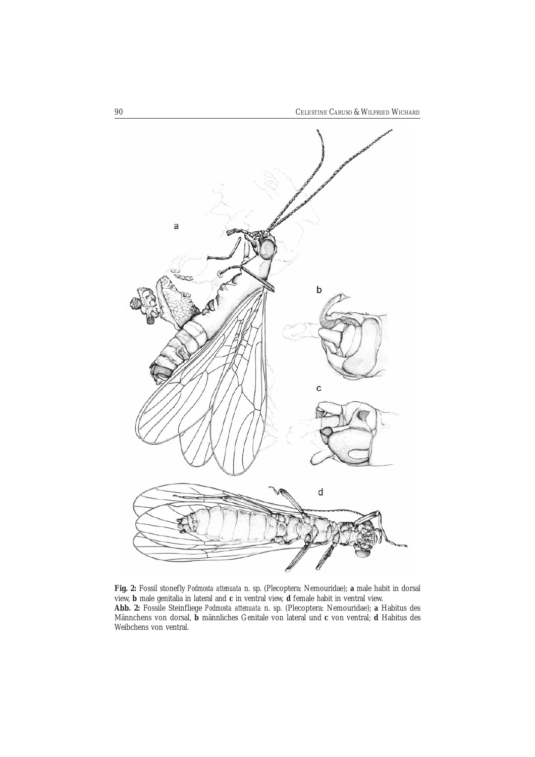a

b

c

d

**Fig. 2:** Fossil stonefly *Podmosta attenuata* n. sp. (Plecoptera: Nemouridae); **a** male habit in dorsal view, **b** male genitalia in lateral and **c** in ventral view, **d** female habit in ventral view.
**Abb. 2:** Fossile Steinfliege *Podmosta attenuata* n. sp. (Plecoptera: Nemouridae); **a** Habitus des Männchens von dorsal, **b** männliches Genitale von lateral und **c** von ventral; **d** Habitus des Weibchens von ventral.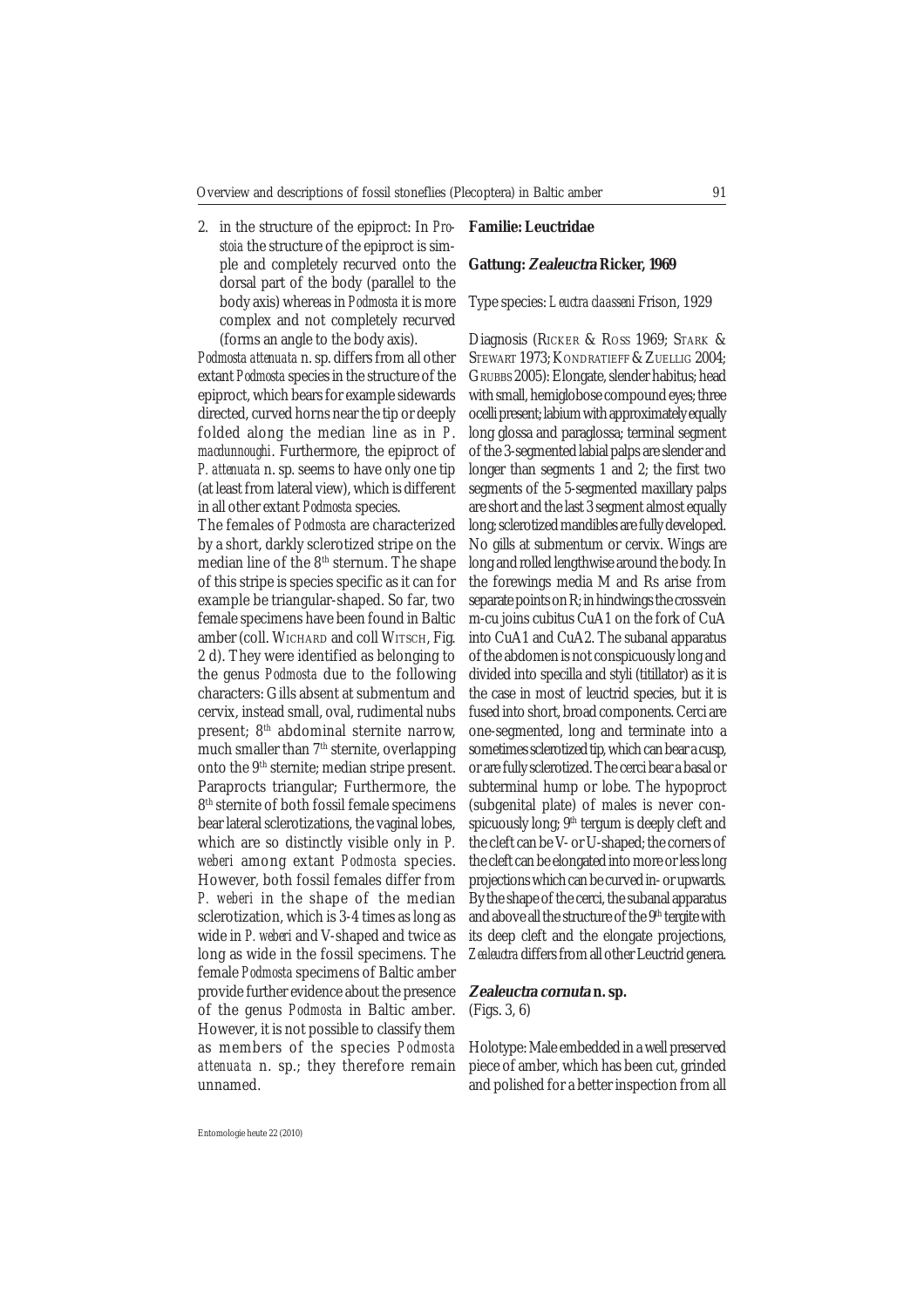2. in the structure of the epiproct: In *Protoia* the structure of the epiproct is simple and completely recurved onto the dorsal part of the body (parallel to the body axis) whereas in *Podmosta* it is more complex and not completely recurved (forms an angle to the body axis).

*Podmosta attenuata* n. sp. differs from all other extant *Podmosta* species in the structure of the epiproct, which bears for example sidewards directed, curved horns near the tip or deeply folded along the median line as in *P. macdunnoughi*. Furthermore, the epiproct of *P. attenuata* n. sp. seems to have only one tip (at least from lateral view), which is different in all other extant *Podmosta* species.

The females of *Podmosta* are characterized by a short, darkly sclerotized stripe on the median line of the 8th sternum. The shape of this stripe is species specific as it can for example be triangular-shaped. So far, two female specimens have been found in Baltic amber (coll. WICHARD and coll WITSCH, Fig. 2 d). They were identified as belonging to the genus *Podmosta* due to the following characters: Gills absent at submentum and cervix, instead small, oval, rudimental nubs present; 8th abdominal sternite narrow, much smaller than 7th sternite, overlapping onto the 9th sternite; median stripe present. Paraprocts triangular; Furthermore, the 8th sternite of both fossil female specimens bear lateral sclerotizations, the vaginal lobes, which are so distinctly visible only in *P. weberi* among extant *Podmosta* species. However, both fossil females differ from *P. weberi* in the shape of the median sclerotization, which is 3-4 times as long as wide in *P. weberi* and V-shaped and twice as long as wide in the fossil specimens. The female *Podmosta* specimens of Baltic amber provide further evidence about the presence of the genus *Podmosta* in Baltic amber. However, it is not possible to classify them as members of the species *Podmosta attenuata* n. sp.; they therefore remain unnamed.

**Familie: Leuctridae**

**Gattung: *Zealeuctra* Ricker, 1969**

Type species: *Leuctra claasseni* Frison, 1929

Diagnosis (RICKER & ROSS 1969; STARK & STEWART 1973; KONDRATIEFF & ZUELLIG 2004; GRUBBS 2005): Elongate, slender habitus; head with small, hemiglobose compound eyes; three ocelli present; labium with approximately equally long glossa and paraglossa; terminal segment of the 3-segmented labial palps are slender and longer than segments 1 and 2; the first two segments of the 5-segmented maxillary palps are short and the last 3 segment almost equally long; sclerotized mandibles are fully developed. No gills at submentum or cervix. Wings are long and rolled lengthwise around the body. In the forewings media M and Rs arise from separate points on R; in hindwings the crossvein m-cu joins cubitus CuA1 on the fork of CuA into CuA1 and CuA2. The subanal apparatus of the abdomen is not conspicuously long and divided into specilla and styli (titillator) as it is the case in most of leuctrid species, but it is fused into short, broad components. Cerci are one-segmented, long and terminate into a sometimes sclerotized tip, which can bear a cusp, or are fully sclerotized. The cerci bear a basal or subterminal hump or lobe. The hypoproct (subgenital plate) of males is never conspicuously long; 9th tergum is deeply cleft and the cleft can be V- or U-shaped; the corners of the cleft can be elongated into more or less long projections which can be curved in- or upwards. By the shape of the cerci, the subanal apparatus and above all the structure of the 9th tergite with its deep cleft and the elongate projections, *Zealeuctra* differs from all other Leuctrid genera.

***Zealeuctra cornuta* n. sp.**
(Figs. 3, 6)

Holotype: Male embedded in a well preserved piece of amber, which has been cut, grinded and polished for a better inspection from all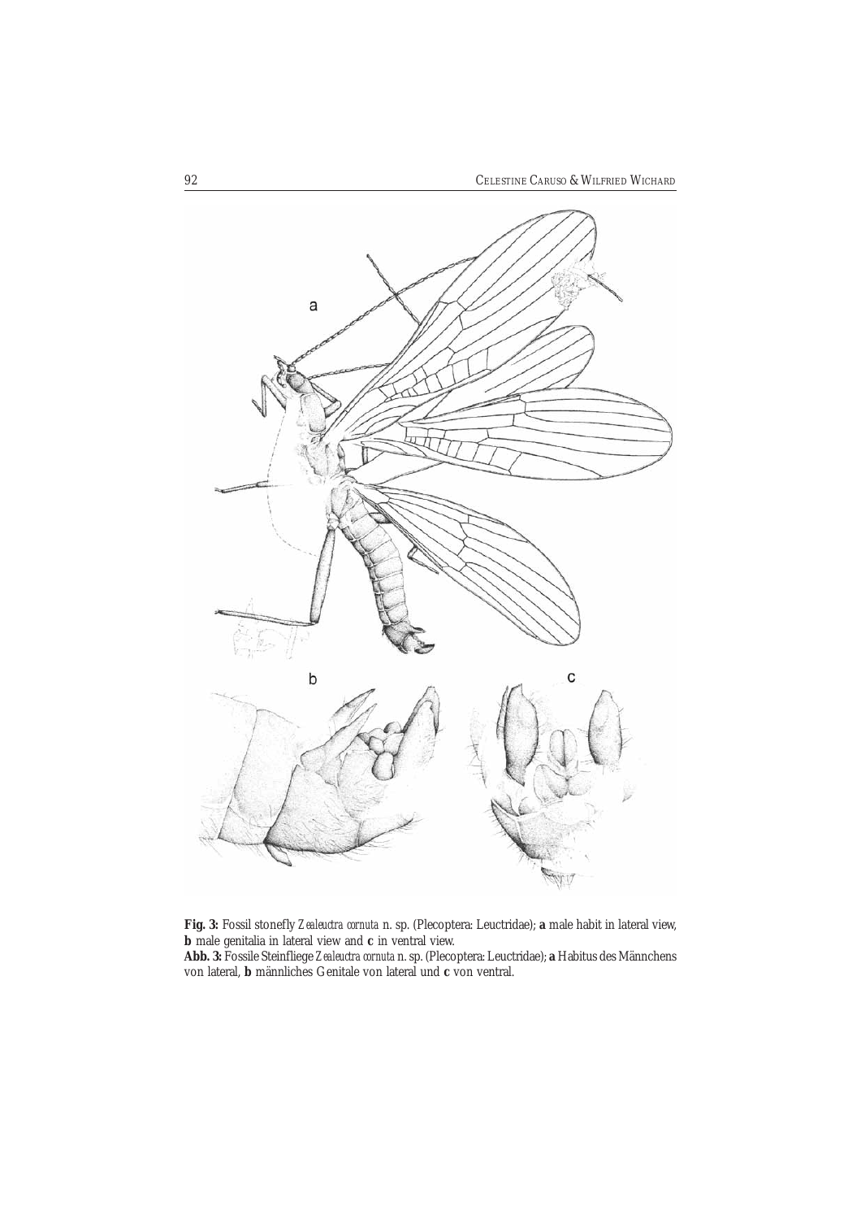a

b

c

**Fig. 3:** Fossil stonefly *Zealeuctra cornuta* n. sp. (Plecoptera: Leuctridae); **a** male habit in lateral view, **b** male genitalia in lateral view and **c** in ventral view.

**Abb. 3:** Fossile Steinfliege *Zealeuctra cornuta* n. sp. (Plecoptera: Leuctridae); **a** Habitus des Männchens von lateral, **b** männliches Genitale von lateral und **c** von ventral.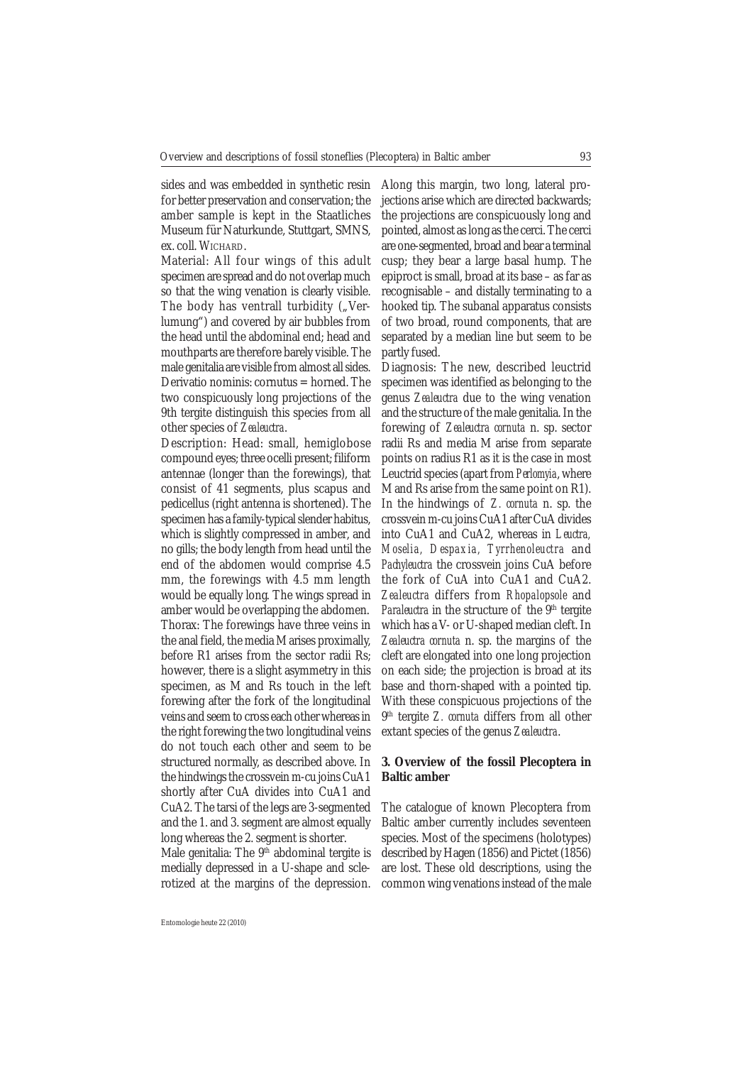sides and was embedded in synthetic resin for better preservation and conservation; the amber sample is kept in the Staatliches Museum für Naturkunde, Stuttgart, SMNS, ex. coll. WICHARD.

Material: All four wings of this adult specimen are spread and do not overlap much so that the wing venation is clearly visible. The body has ventrall turbidity („Verlumung") and covered by air bubbles from the head until the abdominal end; head and mouthparts are therefore barely visible. The male genitalia are visible from almost all sides.

Derivatio nominis: cornutus = horned. The two conspicuously long projections of the 9th tergite distinguish this species from all other species of *Zealeuctra*.

Description: Head: small, hemiglobose compound eyes; three ocelli present; filiform antennae (longer than the forewings), that consist of 41 segments, plus scapus and pedicellus (right antenna is shortened). The specimen has a family-typical slender habitus, which is slightly compressed in amber, and no gills; the body length from head until the end of the abdomen would comprise 4.5 mm, the forewings with 4.5 mm length would be equally long. The wings spread in amber would be overlapping the abdomen.

Thorax: The forewings have three veins in the anal field, the media M arises proximally, before R1 arises from the sector radii Rs; however, there is a slight asymmetry in this specimen, as M and Rs touch in the left forewing after the fork of the longitudinal veins and seem to cross each other whereas in the right forewing the two longitudinal veins do not touch each other and seem to be structured normally, as described above. In the hindwings the crossvein m-cu joins CuA1 shortly after CuA divides into CuA1 and CuA2. The tarsi of the legs are 3-segmented and the 1. and 3. segment are almost equally long whereas the 2. segment is shorter.

Male genitalia: The 9th abdominal tergite is medially depressed in a U-shape and sclerotized at the margins of the depression. Along this margin, two long, lateral projections arise which are directed backwards; the projections are conspicuously long and pointed, almost as long as the cerci. The cerci are one-segmented, broad and bear a terminal cusp; they bear a large basal hump. The epiproct is small, broad at its base – as far as recognisable – and distally terminating to a hooked tip. The subanal apparatus consists of two broad, round components, that are separated by a median line but seem to be partly fused.

Diagnosis: The new, described leuctrid specimen was identified as belonging to the genus *Zealeuctra* due to the wing venation and the structure of the male genitalia. In the forewing of *Zealeuctra cornuta* n. sp. sector radii Rs and media M arise from separate points on radius R1 as it is the case in most Leuctrid species (apart from *Perlomyia*, where M and Rs arise from the same point on R1). In the hindwings of *Z. cornuta* n. sp. the crossvein m-cu joins CuA1 after CuA divides into CuA1 and CuA2, whereas in *Leuctra, Moselia, Despaxia, Tyrrhenoleuctra* and *Pachyleuctra* the crossvein joins CuA before the fork of CuA into CuA1 and CuA2. *Zealeuctra* differs from *Rhopalopsole* and *Paraleuctra* in the structure of the 9th tergite which has a V- or U-shaped median cleft. In *Zealeuctra cornuta* n. sp. the margins of the cleft are elongated into one long projection on each side; the projection is broad at its base and thorn-shaped with a pointed tip. With these conspicuous projections of the 9th tergite *Z. cornuta* differs from all other extant species of the genus *Zealeuctra*.

## 3. Overview of the fossil Plecoptera in Baltic amber

The catalogue of known Plecoptera from Baltic amber currently includes seventeen species. Most of the specimens (holotypes) described by Hagen (1856) and Pictet (1856) are lost. These old descriptions, using the common wing venations instead of the male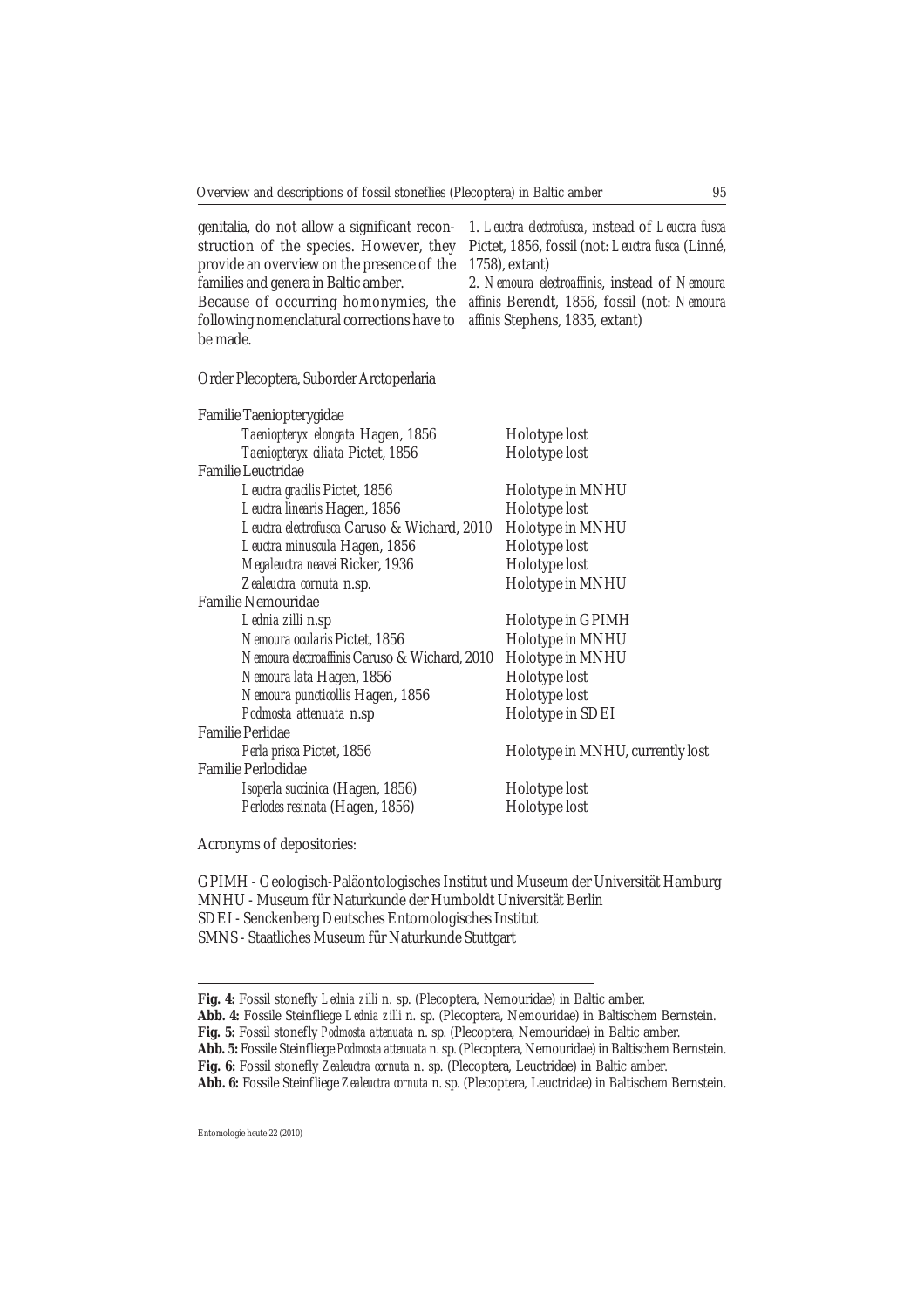genitalia, do not allow a significant reconstruction of the species. However, they provide an overview on the presence of the families and genera in Baltic amber.

Because of occurring homonymies, the following nomenclatural corrections have to be made.

1. *Leuctra electrofusca*, instead of *Leuctra fusca* Pictet, 1856, fossil (not: *Leuctra fusca* (Linné, 1758), extant)

2. *Nemoura electroaffinis*, instead of *Nemoura affinis* Berendt, 1856, fossil (not: *Nemoura affinis* Stephens, 1835, extant)

Order Plecoptera, Suborder Arctoperlaria

| Taxon | Holotype |
|---|---|
| **Familie Taeniopterygidae** | |
| *Taeniopteryx elongata* Hagen, 1856 | Holotype lost |
| *Taeniopteryx ciliata* Pictet, 1856 | Holotype lost |
| **Familie Leuctridae** | |
| *Leuctra gracilis* Pictet, 1856 | Holotype in MNHU |
| *Leuctra linearis* Hagen, 1856 | Holotype lost |
| *Leuctra electrofusca* Caruso & Wichard, 2010 | Holotype in MNHU |
| *Leuctra minuscula* Hagen, 1856 | Holotype lost |
| *Megaleuctra neavei* Ricker, 1936 | Holotype lost |
| *Zealeuctra cornuta* n.sp. | Holotype in MNHU |
| **Familie Nemouridae** | |
| *Lednia zilli* n.sp | Holotype in GPIMH |
| *Nemoura ocularis* Pictet, 1856 | Holotype in MNHU |
| *Nemoura electroaffinis* Caruso & Wichard, 2010 | Holotype in MNHU |
| *Nemoura lata* Hagen, 1856 | Holotype lost |
| *Nemoura puncticollis* Hagen, 1856 | Holotype lost |
| *Podmosta attenuata* n.sp | Holotype in SDEI |
| **Familie Perlidae** | |
| *Perla prisca* Pictet, 1856 | Holotype in MNHU, currently lost |
| **Familie Perlodidae** | |
| *Isoperla succinica* (Hagen, 1856) | Holotype lost |
| *Perlodes resinata* (Hagen, 1856) | Holotype lost |

Acronyms of depositories:

GPIMH - Geologisch-Paläontologisches Institut und Museum der Universität Hamburg
MNHU - Museum für Naturkunde der Humboldt Universität Berlin
SDEI - Senckenberg Deutsches Entomologisches Institut
SMNS - Staatliches Museum für Naturkunde Stuttgart

**Fig. 4:** Fossil stonefly *Lednia zilli* n. sp. (Plecoptera, Nemouridae) in Baltic amber.
**Abb. 4:** Fossile Steinfliege *Lednia zilli* n. sp. (Plecoptera, Nemouridae) in Baltischem Bernstein.
**Fig. 5:** Fossil stonefly *Podmosta attenuata* n. sp. (Plecoptera, Nemouridae) in Baltic amber.
**Abb. 5:** Fossile Steinfliege *Podmosta attenuata* n. sp. (Plecoptera, Nemouridae) in Baltischem Bernstein.
**Fig. 6:** Fossil stonefly *Zealeuctra cornuta* n. sp. (Plecoptera, Leuctridae) in Baltic amber.
**Abb. 6:** Fossile Steinfliege *Zealeuctra cornuta* n. sp. (Plecoptera, Leuctridae) in Baltischem Bernstein.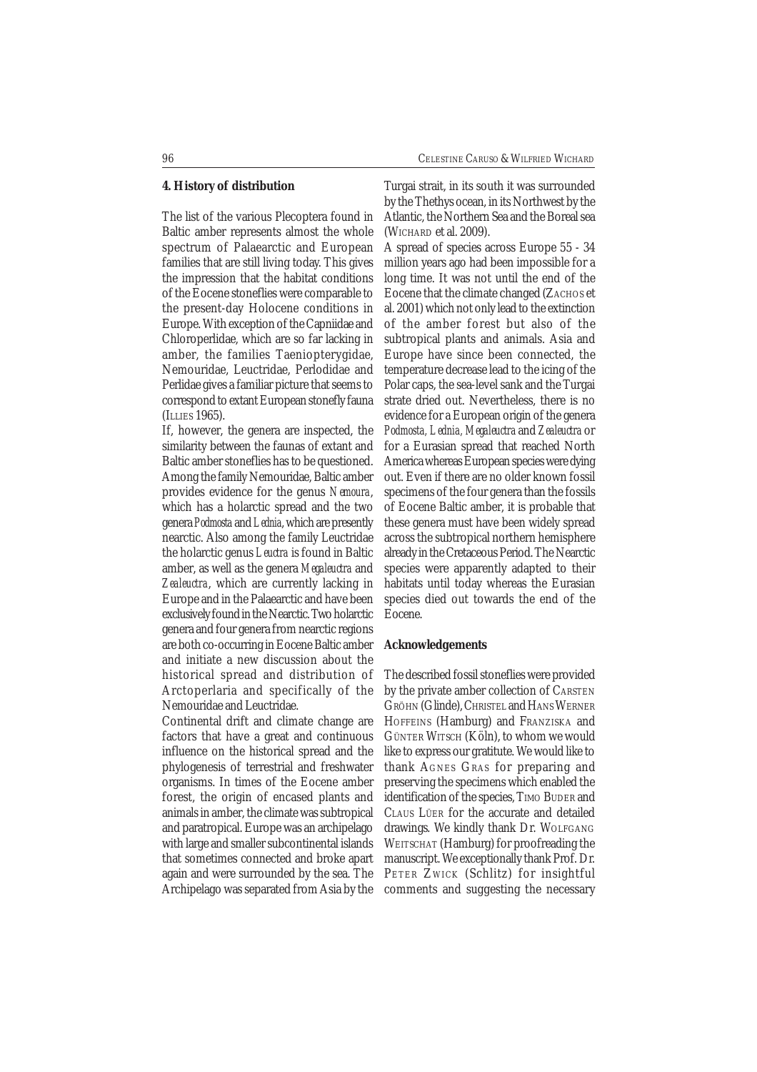## 4. History of distribution

The list of the various Plecoptera found in Baltic amber represents almost the whole spectrum of Palaearctic and European families that are still living today. This gives the impression that the habitat conditions of the Eocene stoneflies were comparable to the present-day Holocene conditions in Europe. With exception of the Capniidae and Chloroperlidae, which are so far lacking in amber, the families Taeniopterygidae, Nemouridae, Leuctridae, Perlodidae and Perlidae gives a familiar picture that seems to correspond to extant European stonefly fauna (Illies 1965).

If, however, the genera are inspected, the similarity between the faunas of extant and Baltic amber stoneflies has to be questioned. Among the family Nemouridae, Baltic amber provides evidence for the genus *Nemoura*, which has a holarctic spread and the two genera *Podmosta* and *Lednia*, which are presently nearctic. Also among the family Leuctridae the holarctic genus *Leuctra* is found in Baltic amber, as well as the genera *Megaleuctra* and *Zealeuctra*, which are currently lacking in Europe and in the Palaearctic and have been exclusively found in the Nearctic. Two holarctic genera and four genera from nearctic regions are both co-occurring in Eocene Baltic amber and initiate a new discussion about the historical spread and distribution of Arctoperlaria and specifically of the Nemouridae and Leuctridae.

Continental drift and climate change are factors that have a great and continuous influence on the historical spread and the phylogenesis of terrestrial and freshwater organisms. In times of the Eocene amber forest, the origin of encased plants and animals in amber, the climate was subtropical and paratropical. Europe was an archipelago with large and smaller subcontinental islands that sometimes connected and broke apart again and were surrounded by the sea. The Archipelago was separated from Asia by the Turgai strait, in its south it was surrounded by the Thethys ocean, in its Northwest by the Atlantic, the Northern Sea and the Boreal sea (Wichard et al. 2009).

A spread of species across Europe 55 - 34 million years ago had been impossible for a long time. It was not until the end of the Eocene that the climate changed (Zachos et al. 2001) which not only lead to the extinction of the amber forest but also of the subtropical plants and animals. Asia and Europe have since been connected, the temperature decrease lead to the icing of the Polar caps, the sea-level sank and the Turgai strate dried out. Nevertheless, there is no evidence for a European origin of the genera *Podmosta, Lednia, Megaleuctra* and *Zealeuctra* or for a Eurasian spread that reached North America whereas European species were dying out. Even if there are no older known fossil specimens of the four genera than the fossils of Eocene Baltic amber, it is probable that these genera must have been widely spread across the subtropical northern hemisphere already in the Cretaceous Period. The Nearctic species were apparently adapted to their habitats until today whereas the Eurasian species died out towards the end of the Eocene.

## Acknowledgements

The described fossil stoneflies were provided by the private amber collection of Carsten Gröhn (Glinde), Christel and Hans Werner Hoffeins (Hamburg) and Franziska and Günter Witsch (Köln), to whom we would like to express our gratitute. We would like to thank Agnes Gras for preparing and preserving the specimens which enabled the identification of the species, Timo Buder and Claus Lüer for the accurate and detailed drawings. We kindly thank Dr. Wolfgang Weitschat (Hamburg) for proofreading the manuscript. We exceptionally thank Prof. Dr. Peter Zwick (Schlitz) for insightful comments and suggesting the necessary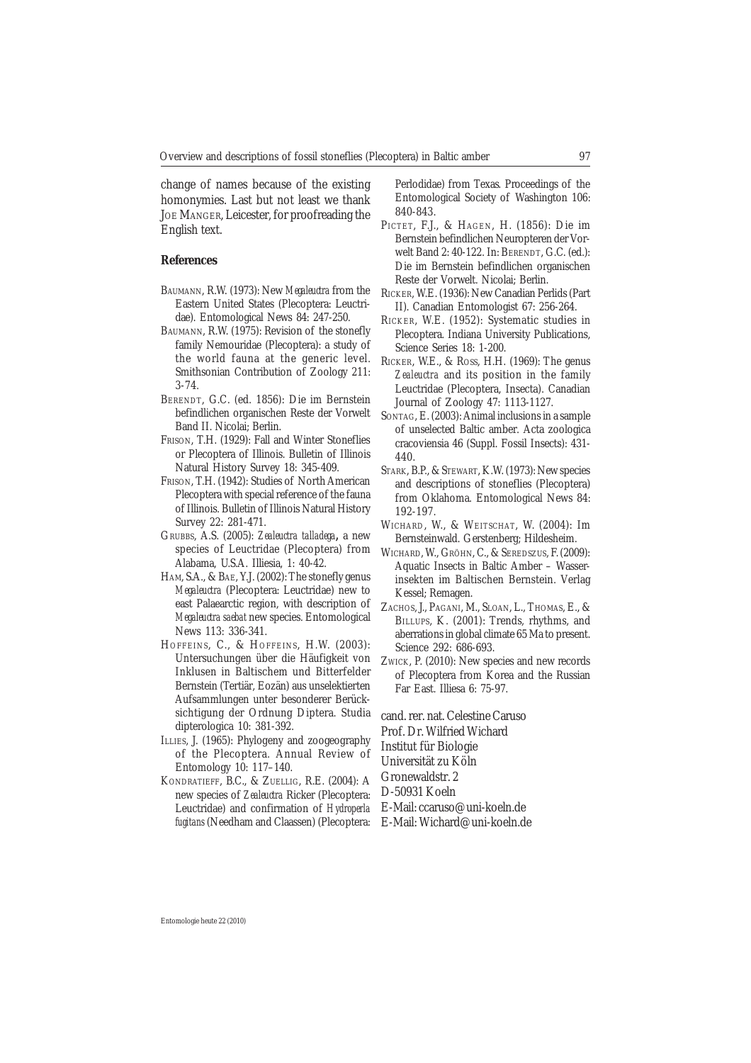change of names because of the existing homonymies. Last but not least we thank JOE MANGER, Leicester, for proofreading the English text.

## References

- BAUMANN, R.W. (1973): New *Megaleuctra* from the Eastern United States (Plecoptera: Leuctridae). Entomological News 84: 247-250.
- BAUMANN, R.W. (1975): Revision of the stonefly family Nemouridae (Plecoptera): a study of the world fauna at the generic level. Smithsonian Contribution of Zoology 211: 3-74.
- BERENDT, G.C. (ed. 1856): Die im Bernstein befindlichen organischen Reste der Vorwelt Band II. Nicolai; Berlin.
- FRISON, T.H. (1929): Fall and Winter Stoneflies or Plecoptera of Illinois. Bulletin of Illinois Natural History Survey 18: 345-409.
- FRISON, T.H. (1942): Studies of North American Plecoptera with special reference of the fauna of Illinois. Bulletin of Illinois Natural History Survey 22: 281-471.
- GRUBBS, A.S. (2005): *Zealeuctra talladega*, a new species of Leuctridae (Plecoptera) from Alabama, U.S.A. Illiesia, 1: 40-42.
- HAM, S.A., & BAE, Y.J. (2002): The stonefly genus *Megaleuctra* (Plecoptera: Leuctridae) new to east Palaearctic region, with description of *Megaleuctra saebat* new species. Entomological News 113: 336-341.
- HOFFEINS, C., & HOFFEINS, H.W. (2003): Untersuchungen über die Häufigkeit von Inklusen in Baltischem und Bitterfelder Bernstein (Tertiär, Eozän) aus unselektierten Aufsammlungen unter besonderer Berücksichtigung der Ordnung Diptera. Studia dipterologica 10: 381-392.
- ILLIES, J. (1965): Phylogeny and zoogeography of the Plecoptera. Annual Review of Entomology 10: 117–140.
- KONDRATIEFF, B.C., & ZUELLIG, R.E. (2004): A new species of *Zealeuctra* Ricker (Plecoptera: Leuctridae) and confirmation of *Hydroperla fugitans* (Needham and Claassen) (Plecoptera: Perlodidae) from Texas. Proceedings of the Entomological Society of Washington 106: 840-843.
- PICTET, F.J., & HAGEN, H. (1856): Die im Bernstein befindlichen Neuropteren der Vorwelt Band 2: 40-122. In: BERENDT, G.C. (ed.): Die im Bernstein befindlichen organischen Reste der Vorwelt. Nicolai; Berlin.
- RICKER, W.E. (1936): New Canadian Perlids (Part II). Canadian Entomologist 67: 256-264.
- RICKER, W.E. (1952): Systematic studies in Plecoptera. Indiana University Publications, Science Series 18: 1-200.
- RICKER, W.E., & ROSS, H.H. (1969): The genus *Zealeuctra* and its position in the family Leuctridae (Plecoptera, Insecta). Canadian Journal of Zoology 47: 1113-1127.
- SONTAG, E. (2003): Animal inclusions in a sample of unselected Baltic amber. Acta zoologica cracoviensia 46 (Suppl. Fossil Insects): 431-440.
- STARK, B.P., & STEWART, K.W. (1973): New species and descriptions of stoneflies (Plecoptera) from Oklahoma. Entomological News 84: 192-197.
- WICHARD, W., & WEITSCHAT, W. (2004): Im Bernsteinwald. Gerstenberg; Hildesheim.
- WICHARD, W., GRÖHN, C., & SEREDSZUS, F. (2009): Aquatic Insects in Baltic Amber – Wasserinsekten im Baltischen Bernstein. Verlag Kessel; Remagen.
- ZACHOS, J., PAGANI, M., SLOAN, L., THOMAS, E., & BILLUPS, K. (2001): Trends, rhythms, and aberrations in global climate 65 Ma to present. Science 292: 686-693.
- ZWICK, P. (2010): New species and new records of Plecoptera from Korea and the Russian Far East. Illiesa 6: 75-97.

cand. rer. nat. Celestine Caruso
Prof. Dr. Wilfried Wichard
Institut für Biologie
Universität zu Köln
Gronewaldstr. 2
D-50931 Koeln
E-Mail: ccaruso@uni-koeln.de
E-Mail: Wichard@uni-koeln.de